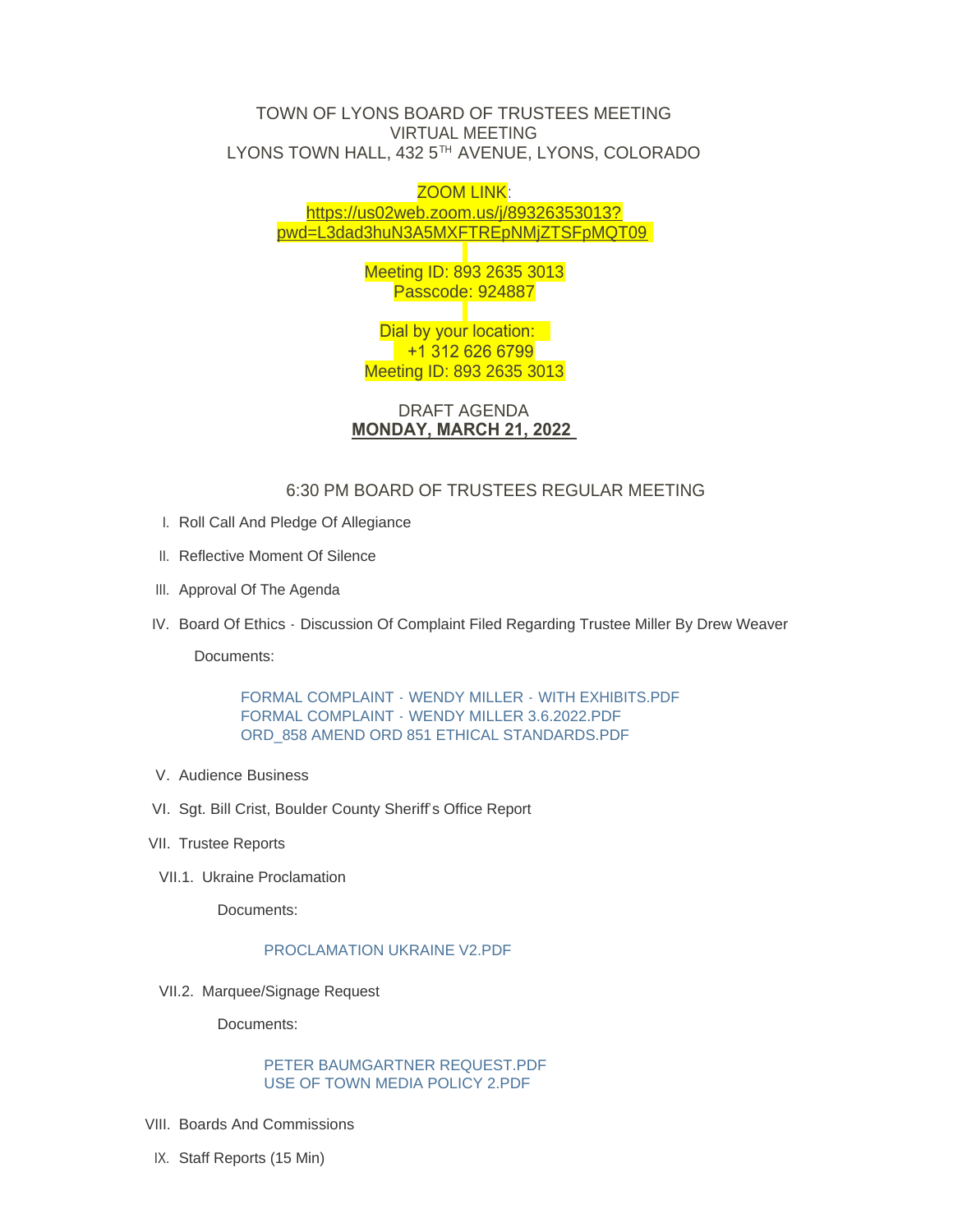TOWN OF LYONS BOARD OF TRUSTEES MEETING
VIRTUAL MEETING
LYONS TOWN HALL, 432 5TH AVENUE, LYONS, COLORADO

ZOOM LINK:
https://us02web.zoom.us/j/89326353013?pwd=L3dad3huN3A5MXFTREpNMjZTSFpMQT09

Meeting ID: 893 2635 3013
Passcode: 924887

Dial by your location:
+1 312 626 6799
Meeting ID: 893 2635 3013

DRAFT AGENDA
**MONDAY, MARCH 21, 2022**

6:30 PM BOARD OF TRUSTEES REGULAR MEETING

I. Roll Call And Pledge Of Allegiance

II. Reflective Moment Of Silence

III. Approval Of The Agenda

IV. Board Of Ethics - Discussion Of Complaint Filed Regarding Trustee Miller By Drew Weaver

Documents:

FORMAL COMPLAINT - WENDY MILLER - WITH EXHIBITS.PDF
FORMAL COMPLAINT - WENDY MILLER 3.6.2022.PDF
ORD_858 AMEND ORD 851 ETHICAL STANDARDS.PDF

V. Audience Business

VI. Sgt. Bill Crist, Boulder County Sheriff's Office Report

VII. Trustee Reports

VII.1. Ukraine Proclamation

Documents:

PROCLAMATION UKRAINE V2.PDF

VII.2. Marquee/Signage Request

Documents:

PETER BAUMGARTNER REQUEST.PDF
USE OF TOWN MEDIA POLICY 2.PDF

VIII. Boards And Commissions

IX. Staff Reports (15 Min)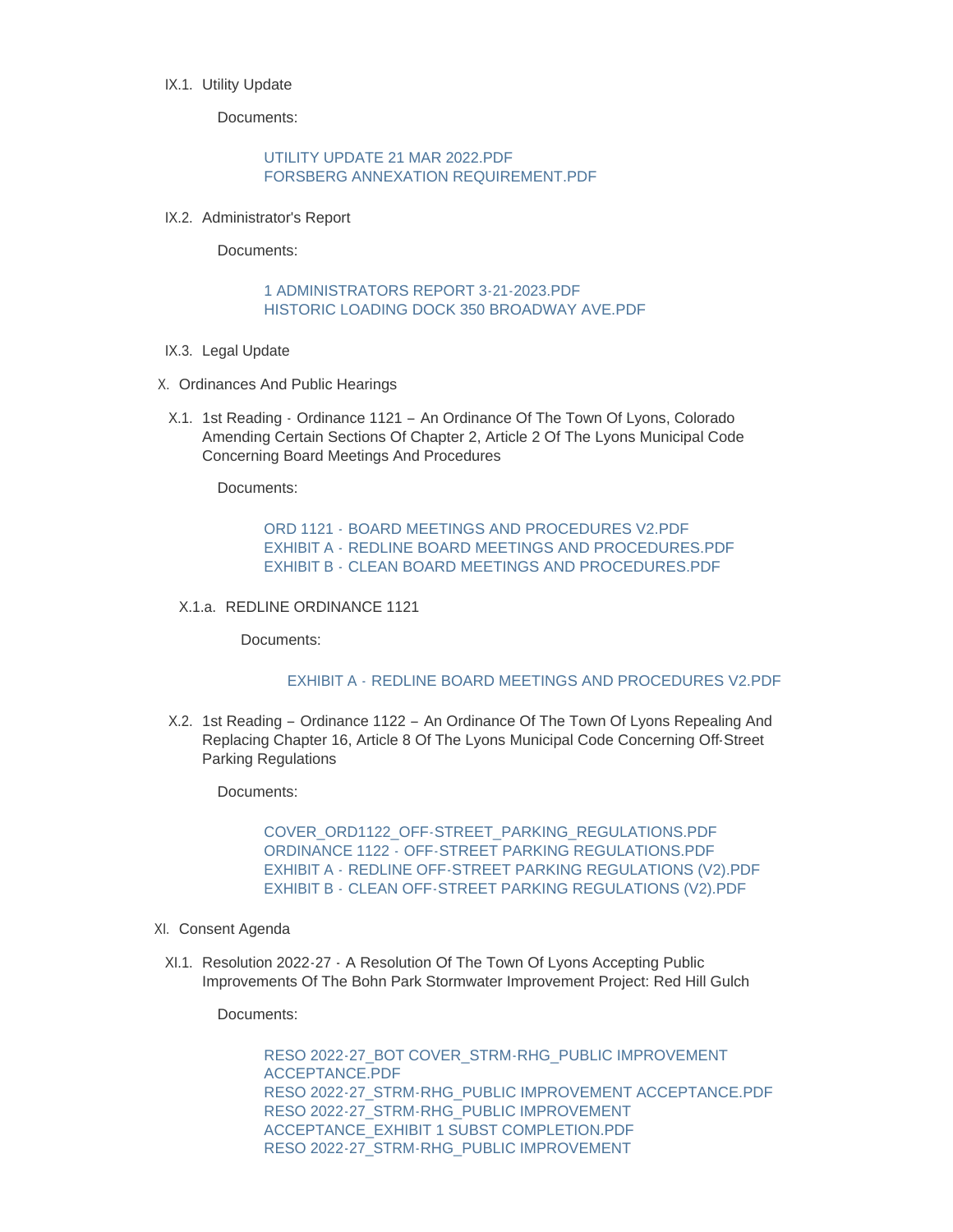IX.1. Utility Update

Documents:

UTILITY UPDATE 21 MAR 2022.PDF
FORSBERG ANNEXATION REQUIREMENT.PDF

IX.2. Administrator's Report

Documents:

1 ADMINISTRATORS REPORT 3-21-2023.PDF
HISTORIC LOADING DOCK 350 BROADWAY AVE.PDF

IX.3. Legal Update

X. Ordinances And Public Hearings

X.1. 1st Reading - Ordinance 1121 – An Ordinance Of The Town Of Lyons, Colorado Amending Certain Sections Of Chapter 2, Article 2 Of The Lyons Municipal Code Concerning Board Meetings And Procedures

Documents:

ORD 1121 - BOARD MEETINGS AND PROCEDURES V2.PDF
EXHIBIT A - REDLINE BOARD MEETINGS AND PROCEDURES.PDF
EXHIBIT B - CLEAN BOARD MEETINGS AND PROCEDURES.PDF

X.1.a. REDLINE ORDINANCE 1121

Documents:

EXHIBIT A - REDLINE BOARD MEETINGS AND PROCEDURES V2.PDF

X.2. 1st Reading – Ordinance 1122 – An Ordinance Of The Town Of Lyons Repealing And Replacing Chapter 16, Article 8 Of The Lyons Municipal Code Concerning Off-Street Parking Regulations

Documents:

COVER_ORD1122_OFF-STREET_PARKING_REGULATIONS.PDF
ORDINANCE 1122 - OFF-STREET PARKING REGULATIONS.PDF
EXHIBIT A - REDLINE OFF-STREET PARKING REGULATIONS (V2).PDF
EXHIBIT B - CLEAN OFF-STREET PARKING REGULATIONS (V2).PDF

XI. Consent Agenda

XI.1. Resolution 2022-27 - A Resolution Of The Town Of Lyons Accepting Public Improvements Of The Bohn Park Stormwater Improvement Project: Red Hill Gulch

Documents:

RESO 2022-27_BOT COVER_STRM-RHG_PUBLIC IMPROVEMENT ACCEPTANCE.PDF
RESO 2022-27_STRM-RHG_PUBLIC IMPROVEMENT ACCEPTANCE.PDF
RESO 2022-27_STRM-RHG_PUBLIC IMPROVEMENT ACCEPTANCE_EXHIBIT 1 SUBST COMPLETION.PDF
RESO 2022-27_STRM-RHG_PUBLIC IMPROVEMENT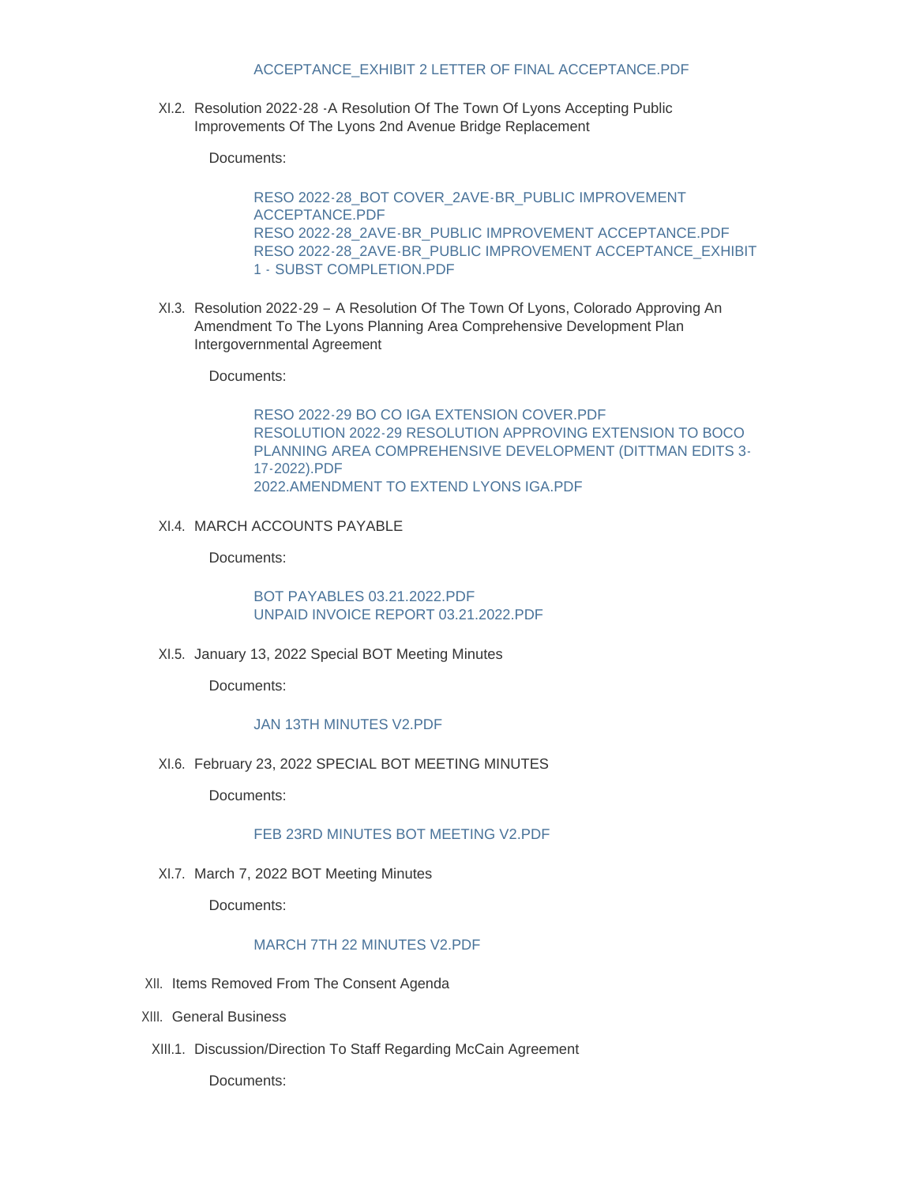ACCEPTANCE_EXHIBIT 2 LETTER OF FINAL ACCEPTANCE.PDF

XI.2. Resolution 2022-28 -A Resolution Of The Town Of Lyons Accepting Public Improvements Of The Lyons 2nd Avenue Bridge Replacement

Documents:

RESO 2022-28_BOT COVER_2AVE-BR_PUBLIC IMPROVEMENT ACCEPTANCE.PDF
RESO 2022-28_2AVE-BR_PUBLIC IMPROVEMENT ACCEPTANCE.PDF
RESO 2022-28_2AVE-BR_PUBLIC IMPROVEMENT ACCEPTANCE_EXHIBIT 1 - SUBST COMPLETION.PDF

XI.3. Resolution 2022-29 – A Resolution Of The Town Of Lyons, Colorado Approving An Amendment To The Lyons Planning Area Comprehensive Development Plan Intergovernmental Agreement

Documents:

RESO 2022-29 BO CO IGA EXTENSION COVER.PDF
RESOLUTION 2022-29 RESOLUTION APPROVING EXTENSION TO BOCO PLANNING AREA COMPREHENSIVE DEVELOPMENT (DITTMAN EDITS 3-17-2022).PDF
2022.AMENDMENT TO EXTEND LYONS IGA.PDF

XI.4. MARCH ACCOUNTS PAYABLE

Documents:

BOT PAYABLES 03.21.2022.PDF
UNPAID INVOICE REPORT 03.21.2022.PDF

XI.5. January 13, 2022 Special BOT Meeting Minutes

Documents:

JAN 13TH MINUTES V2.PDF

XI.6. February 23, 2022 SPECIAL BOT MEETING MINUTES

Documents:

FEB 23RD MINUTES BOT MEETING V2.PDF

XI.7. March 7, 2022 BOT Meeting Minutes

Documents:

MARCH 7TH 22 MINUTES V2.PDF

XII. Items Removed From The Consent Agenda

XIII. General Business

XIII.1. Discussion/Direction To Staff Regarding McCain Agreement

Documents: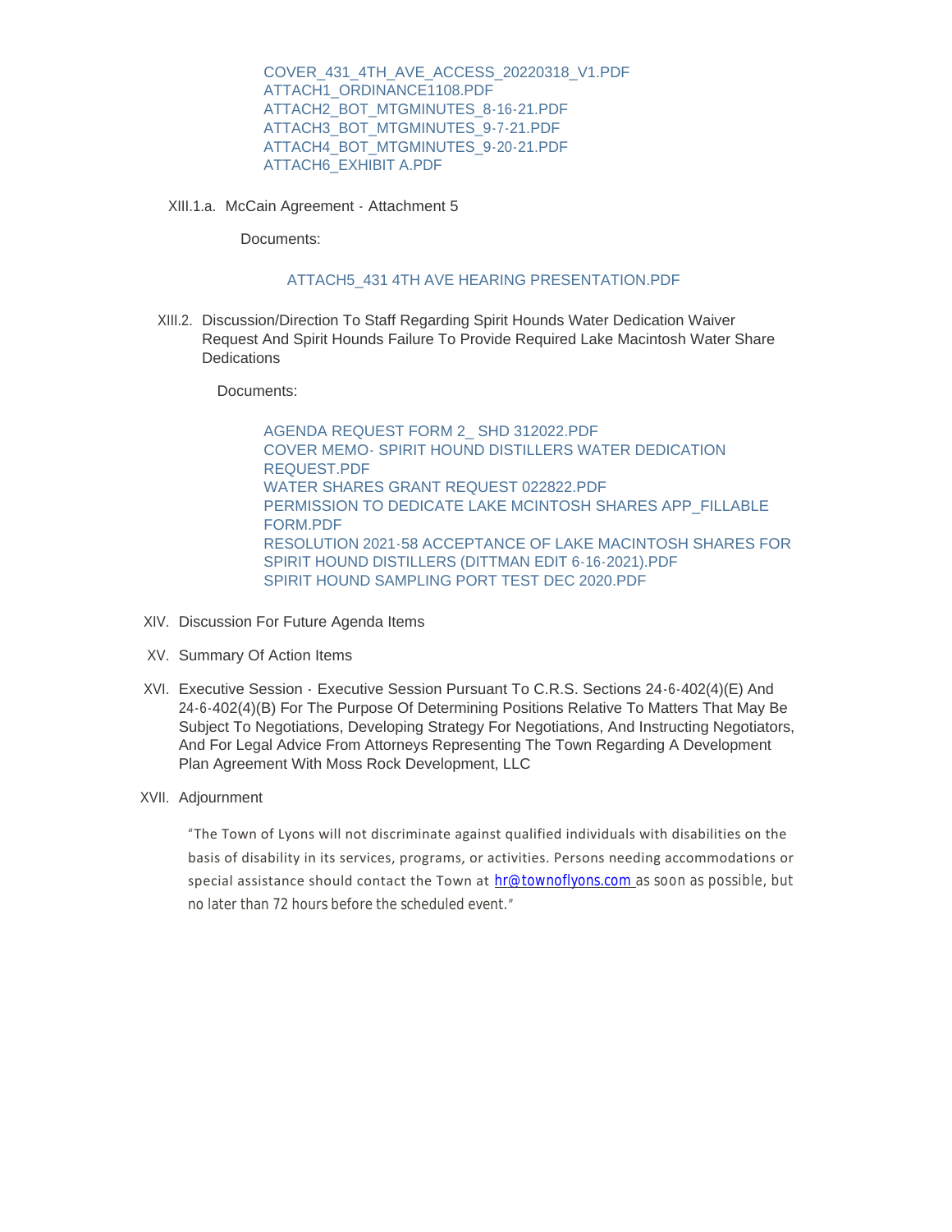COVER_431_4TH_AVE_ACCESS_20220318_V1.PDF
ATTACH1_ORDINANCE1108.PDF
ATTACH2_BOT_MTGMINUTES_8-16-21.PDF
ATTACH3_BOT_MTGMINUTES_9-7-21.PDF
ATTACH4_BOT_MTGMINUTES_9-20-21.PDF
ATTACH6_EXHIBIT A.PDF

XIII.1.a. McCain Agreement - Attachment 5

Documents:

ATTACH5_431 4TH AVE HEARING PRESENTATION.PDF

XIII.2. Discussion/Direction To Staff Regarding Spirit Hounds Water Dedication Waiver Request And Spirit Hounds Failure To Provide Required Lake Macintosh Water Share Dedications

Documents:

AGENDA REQUEST FORM 2_ SHD 312022.PDF
COVER MEMO- SPIRIT HOUND DISTILLERS WATER DEDICATION REQUEST.PDF
WATER SHARES GRANT REQUEST 022822.PDF
PERMISSION TO DEDICATE LAKE MCINTOSH SHARES APP_FILLABLE FORM.PDF
RESOLUTION 2021-58 ACCEPTANCE OF LAKE MACINTOSH SHARES FOR SPIRIT HOUND DISTILLERS (DITTMAN EDIT 6-16-2021).PDF
SPIRIT HOUND SAMPLING PORT TEST DEC 2020.PDF

XIV. Discussion For Future Agenda Items

XV. Summary Of Action Items

XVI. Executive Session - Executive Session Pursuant To C.R.S. Sections 24-6-402(4)(E) And 24-6-402(4)(B) For The Purpose Of Determining Positions Relative To Matters That May Be Subject To Negotiations, Developing Strategy For Negotiations, And Instructing Negotiators, And For Legal Advice From Attorneys Representing The Town Regarding A Development Plan Agreement With Moss Rock Development, LLC

XVII. Adjournment

"The Town of Lyons will not discriminate against qualified individuals with disabilities on the basis of disability in its services, programs, or activities. Persons needing accommodations or special assistance should contact the Town at hr@townoflyons.com as soon as possible, but no later than 72 hours before the scheduled event."